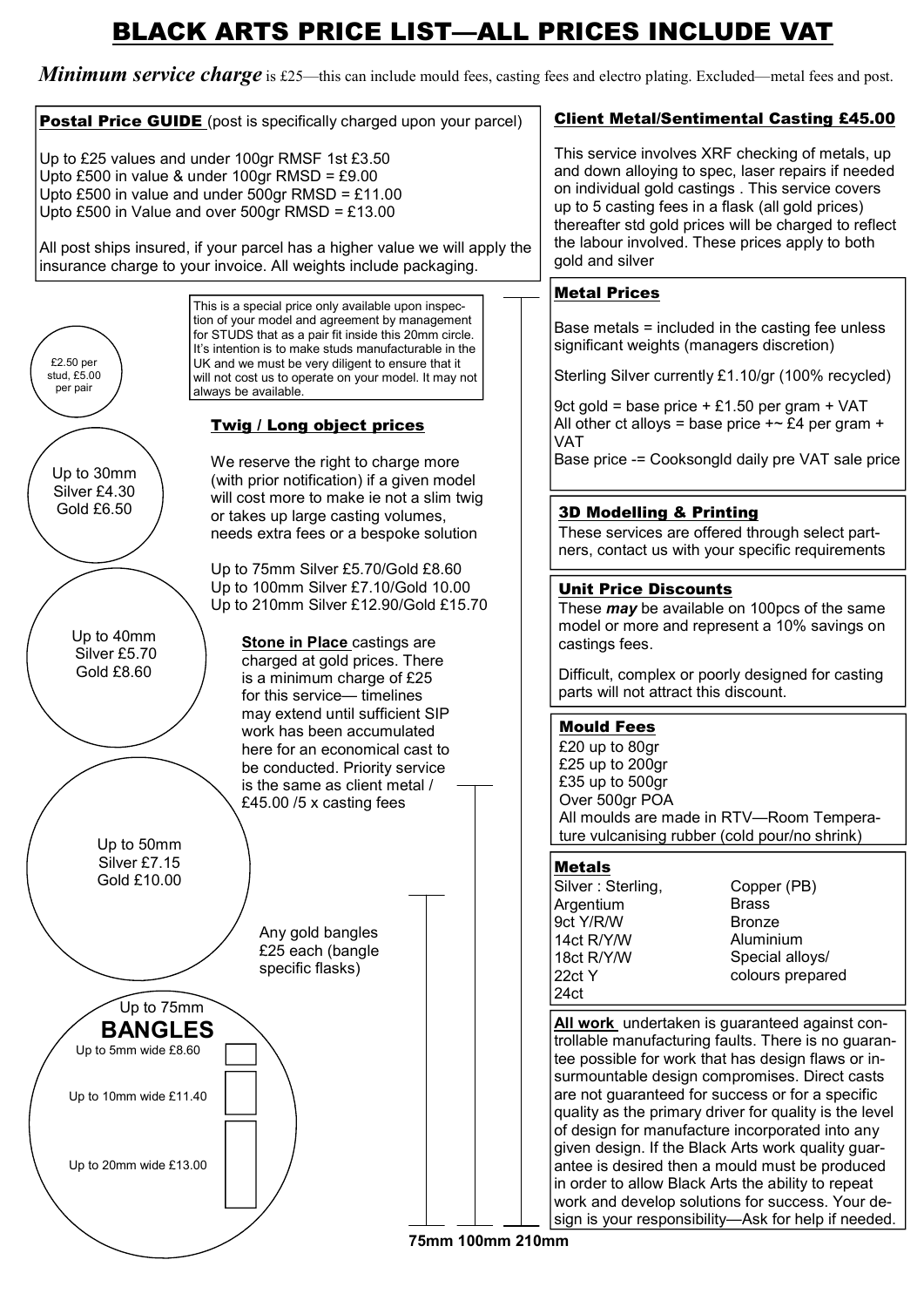# BLACK ARTS PRICE LIST—ALL PRICES INCLUDE VAT

***Minimum service charge*** is £25—this can include mould fees, casting fees and electro plating. Excluded—metal fees and post.

**Postal Price GUIDE** (post is specifically charged upon your parcel)

Up to £25 values and under 100gr RMSF 1st £3.50
Upto £500 in value & under 100gr RMSD = £9.00
Upto £500 in value and under 500gr RMSD = £11.00
Upto £500 in Value and over 500gr RMSD = £13.00

All post ships insured, if your parcel has a higher value we will apply the insurance charge to your invoice. All weights include packaging.

£2.50 per stud, £5.00 per pair

This is a special price only available upon inspection of your model and agreement by management for STUDS that as a pair fit inside this 20mm circle. It's intention is to make studs manufacturable in the UK and we must be very diligent to ensure that it will not cost us to operate on your model. It may not always be available.

Up to 30mm
Silver £4.30
Gold £6.50

Up to 40mm
Silver £5.70
Gold £8.60

Up to 50mm
Silver £7.15
Gold £10.00

**Twig / Long object prices**

We reserve the right to charge more (with prior notification) if a given model will cost more to make ie not a slim twig or takes up large casting volumes, needs extra fees or a bespoke solution

Up to 75mm Silver £5.70/Gold £8.60
Up to 100mm Silver £7.10/Gold 10.00
Up to 210mm Silver £12.90/Gold £15.70

**Stone in Place** castings are charged at gold prices. There is a minimum charge of £25 for this service— timelines may extend until sufficient SIP work has been accumulated here for an economical cast to be conducted. Priority service is the same as client metal / £45.00 /5 x casting fees

Any gold bangles £25 each (bangle specific flasks)

Up to 75mm
**BANGLES**
Up to 5mm wide £8.60
Up to 10mm wide £11.40
Up to 20mm wide £13.00

75mm 100mm 210mm

**Client Metal/Sentimental Casting £45.00**

This service involves XRF checking of metals, up and down alloying to spec, laser repairs if needed on individual gold castings . This service covers up to 5 casting fees in a flask (all gold prices) thereafter std gold prices will be charged to reflect the labour involved. These prices apply to both gold and silver

**Metal Prices**

Base metals = included in the casting fee unless significant weights (managers discretion)

Sterling Silver currently £1.10/gr (100% recycled)

9ct gold = base price + £1.50 per gram + VAT
All other ct alloys = base price +~ £4 per gram + VAT
Base price -= Cooksongld daily pre VAT sale price

**3D Modelling & Printing**

These services are offered through select partners, contact us with your specific requirements

**Unit Price Discounts**

These ***may*** be available on 100pcs of the same model or more and represent a 10% savings on castings fees.

Difficult, complex or poorly designed for casting parts will not attract this discount.

**Mould Fees**

£20 up to 80gr
£25 up to 200gr
£35 up to 500gr
Over 500gr POA
All moulds are made in RTV—Room Temperature vulcanising rubber (cold pour/no shrink)

**Metals**

| | |
|---|---|
| Silver : Sterling, | Copper (PB) |
| Argentium | Brass |
| 9ct Y/R/W | Bronze |
| 14ct R/Y/W | Aluminium |
| 18ct R/Y/W | Special alloys/ |
| 22ct Y | colours prepared |
| 24ct | |

**All work** undertaken is guaranteed against controllable manufacturing faults. There is no guarantee possible for work that has design flaws or insurmountable design compromises. Direct casts are not guaranteed for success or for a specific quality as the primary driver for quality is the level of design for manufacture incorporated into any given design. If the Black Arts work quality guarantee is desired then a mould must be produced in order to allow Black Arts the ability to repeat work and develop solutions for success. Your design is your responsibility—Ask for help if needed.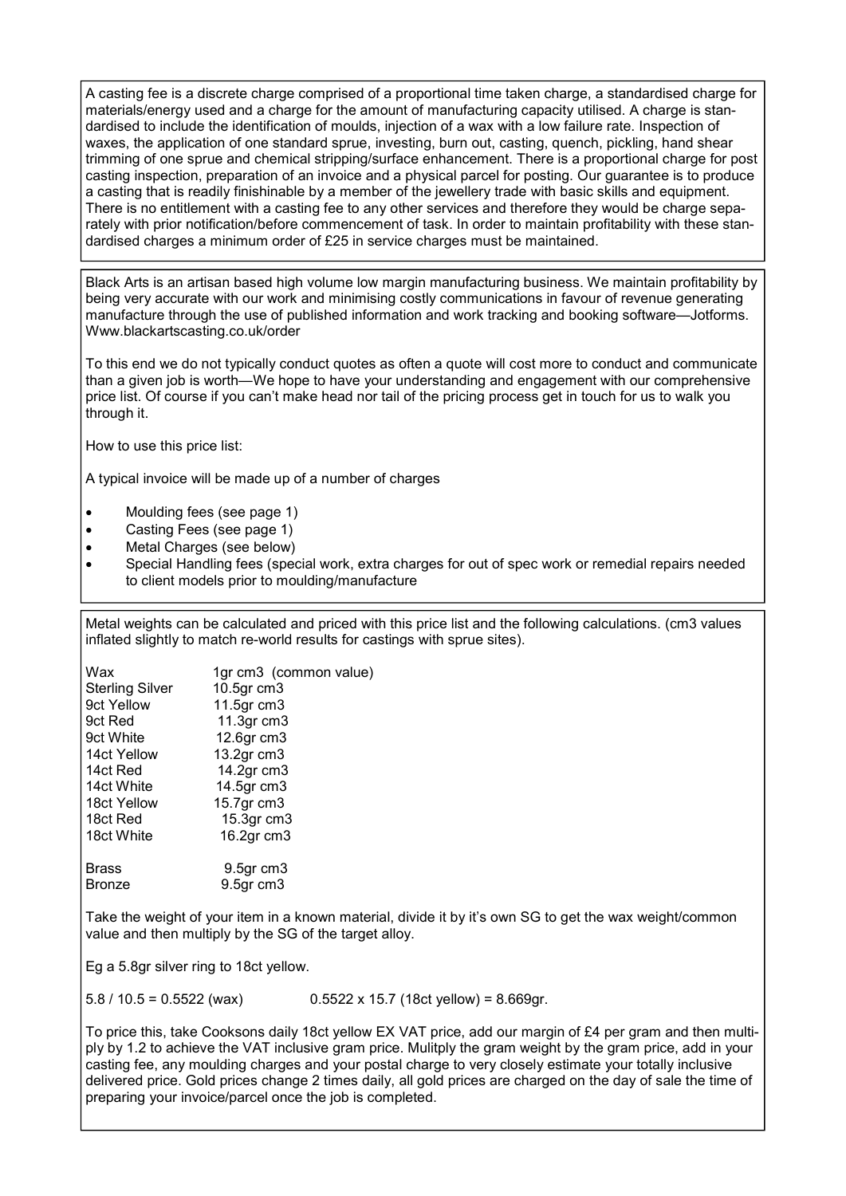A casting fee is a discrete charge comprised of a proportional time taken charge, a standardised charge for materials/energy used and a charge for the amount of manufacturing capacity utilised. A charge is standardised to include the identification of moulds, injection of a wax with a low failure rate. Inspection of waxes, the application of one standard sprue, investing, burn out, casting, quench, pickling, hand shear trimming of one sprue and chemical stripping/surface enhancement. There is a proportional charge for post casting inspection, preparation of an invoice and a physical parcel for posting. Our guarantee is to produce a casting that is readily finishinable by a member of the jewellery trade with basic skills and equipment. There is no entitlement with a casting fee to any other services and therefore they would be charge separately with prior notification/before commencement of task. In order to maintain profitability with these standardised charges a minimum order of £25 in service charges must be maintained.

Black Arts is an artisan based high volume low margin manufacturing business. We maintain profitability by being very accurate with our work and minimising costly communications in favour of revenue generating manufacture through the use of published information and work tracking and booking software—Jotforms. Www.blackartscasting.co.uk/order

To this end we do not typically conduct quotes as often a quote will cost more to conduct and communicate than a given job is worth—We hope to have your understanding and engagement with our comprehensive price list. Of course if you can't make head nor tail of the pricing process get in touch for us to walk you through it.

How to use this price list:

A typical invoice will be made up of a number of charges

- Moulding fees (see page 1)
- Casting Fees (see page 1)
- Metal Charges (see below)
- Special Handling fees (special work, extra charges for out of spec work or remedial repairs needed to client models prior to moulding/manufacture

Metal weights can be calculated and priced with this price list and the following calculations. (cm3 values inflated slightly to match re-world results for castings with sprue sites).

| | |
|---|---|
| Wax | 1gr cm3 (common value) |
| Sterling Silver | 10.5gr cm3 |
| 9ct Yellow | 11.5gr cm3 |
| 9ct Red | 11.3gr cm3 |
| 9ct White | 12.6gr cm3 |
| 14ct Yellow | 13.2gr cm3 |
| 14ct Red | 14.2gr cm3 |
| 14ct White | 14.5gr cm3 |
| 18ct Yellow | 15.7gr cm3 |
| 18ct Red | 15.3gr cm3 |
| 18ct White | 16.2gr cm3 |
| Brass | 9.5gr cm3 |
| Bronze | 9.5gr cm3 |

Take the weight of your item in a known material, divide it by it's own SG to get the wax weight/common value and then multiply by the SG of the target alloy.

Eg a 5.8gr silver ring to 18ct yellow.

5.8 / 10.5 = 0.5522 (wax)  0.5522 x 15.7 (18ct yellow) = 8.669gr.

To price this, take Cooksons daily 18ct yellow EX VAT price, add our margin of £4 per gram and then multiply by 1.2 to achieve the VAT inclusive gram price. Mulitply the gram weight by the gram price, add in your casting fee, any moulding charges and your postal charge to very closely estimate your totally inclusive delivered price. Gold prices change 2 times daily, all gold prices are charged on the day of sale the time of preparing your invoice/parcel once the job is completed.